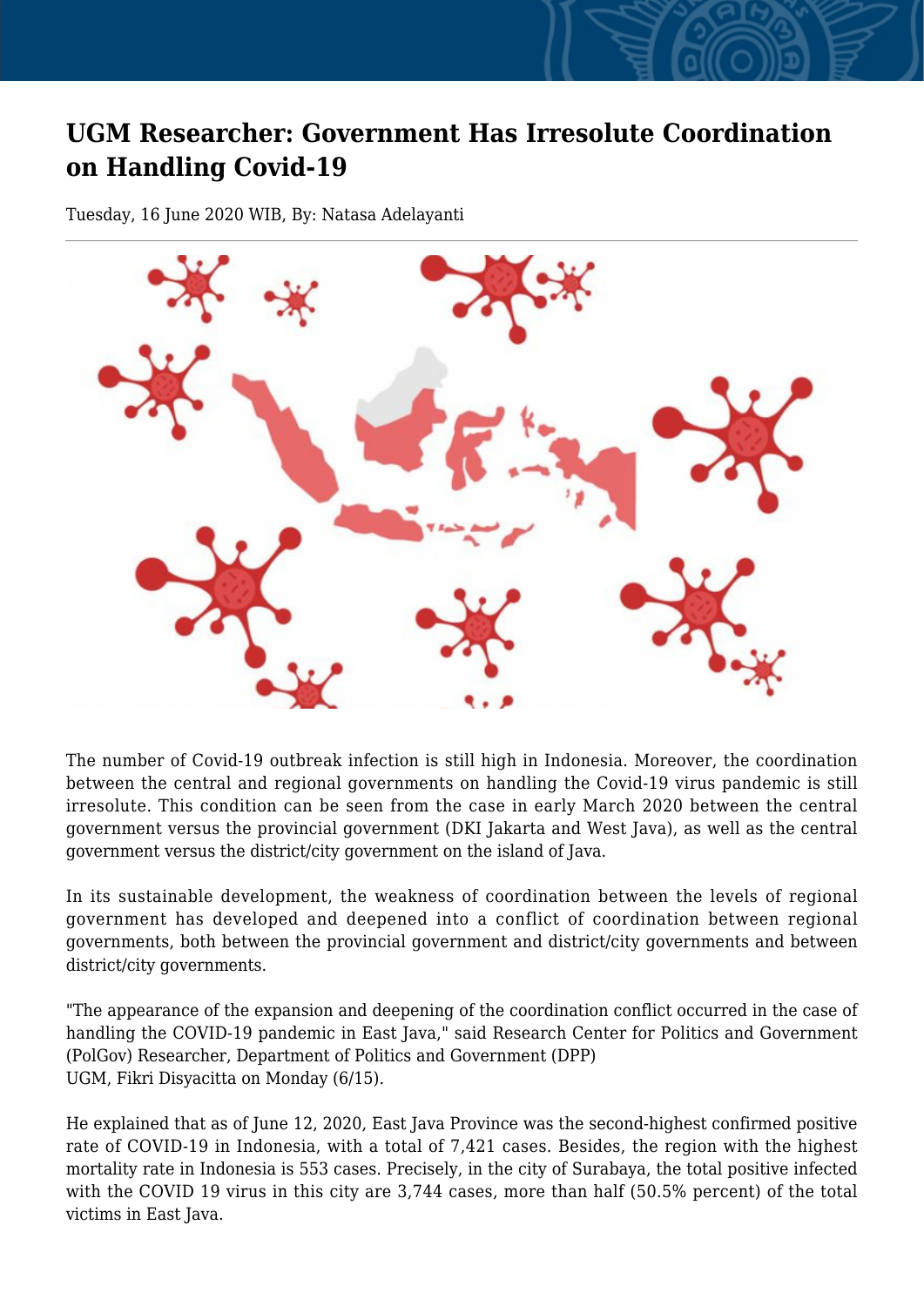# UGM Researcher: Government Has Irresolute Coordination on Handling Covid-19

Tuesday, 16 June 2020 WIB, By: Natasa Adelayanti

The number of Covid-19 outbreak infection is still high in Indonesia. Moreover, the coordination between the central and regional governments on handling the Covid-19 virus pandemic is still irresolute. This condition can be seen from the case in early March 2020 between the central government versus the provincial government (DKI Jakarta and West Java), as well as the central government versus the district/city government on the island of Java.

In its sustainable development, the weakness of coordination between the levels of regional government has developed and deepened into a conflict of coordination between regional governments, both between the provincial government and district/city governments and between district/city governments.

"The appearance of the expansion and deepening of the coordination conflict occurred in the case of handling the COVID-19 pandemic in East Java," said Research Center for Politics and Government (PolGov) Researcher, Department of Politics and Government (DPP) UGM, Fikri Disyacitta on Monday (6/15).

He explained that as of June 12, 2020, East Java Province was the second-highest confirmed positive rate of COVID-19 in Indonesia, with a total of 7,421 cases. Besides, the region with the highest mortality rate in Indonesia is 553 cases. Precisely, in the city of Surabaya, the total positive infected with the COVID 19 virus in this city are 3,744 cases, more than half (50.5% percent) of the total victims in East Java.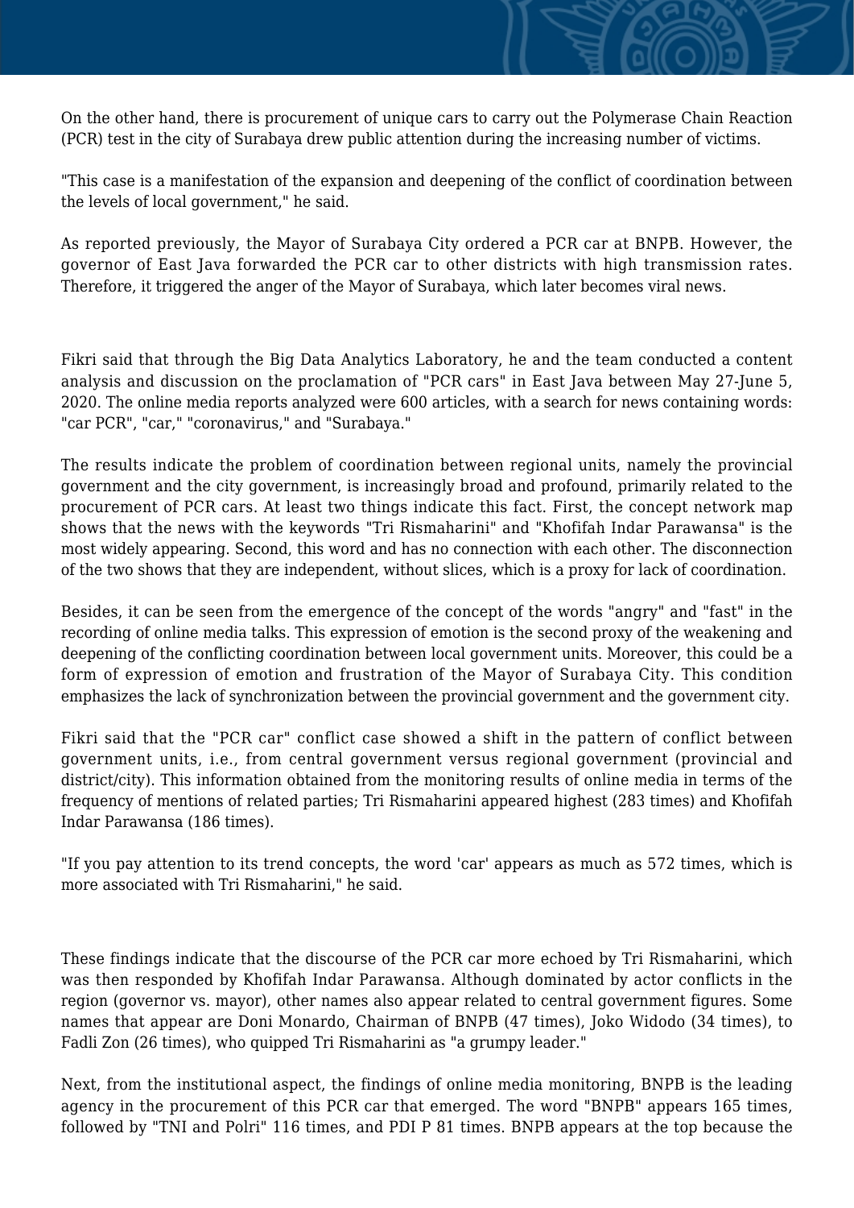On the other hand, there is procurement of unique cars to carry out the Polymerase Chain Reaction (PCR) test in the city of Surabaya drew public attention during the increasing number of victims.

"This case is a manifestation of the expansion and deepening of the conflict of coordination between the levels of local government," he said.

As reported previously, the Mayor of Surabaya City ordered a PCR car at BNPB. However, the governor of East Java forwarded the PCR car to other districts with high transmission rates. Therefore, it triggered the anger of the Mayor of Surabaya, which later becomes viral news.

Fikri said that through the Big Data Analytics Laboratory, he and the team conducted a content analysis and discussion on the proclamation of "PCR cars" in East Java between May 27-June 5, 2020. The online media reports analyzed were 600 articles, with a search for news containing words: "car PCR", "car," "coronavirus," and "Surabaya."

The results indicate the problem of coordination between regional units, namely the provincial government and the city government, is increasingly broad and profound, primarily related to the procurement of PCR cars. At least two things indicate this fact. First, the concept network map shows that the news with the keywords "Tri Rismaharini" and "Khofifah Indar Parawansa" is the most widely appearing. Second, this word and has no connection with each other. The disconnection of the two shows that they are independent, without slices, which is a proxy for lack of coordination.

Besides, it can be seen from the emergence of the concept of the words "angry" and "fast" in the recording of online media talks. This expression of emotion is the second proxy of the weakening and deepening of the conflicting coordination between local government units. Moreover, this could be a form of expression of emotion and frustration of the Mayor of Surabaya City. This condition emphasizes the lack of synchronization between the provincial government and the government city.

Fikri said that the "PCR car" conflict case showed a shift in the pattern of conflict between government units, i.e., from central government versus regional government (provincial and district/city). This information obtained from the monitoring results of online media in terms of the frequency of mentions of related parties; Tri Rismaharini appeared highest (283 times) and Khofifah Indar Parawansa (186 times).

"If you pay attention to its trend concepts, the word 'car' appears as much as 572 times, which is more associated with Tri Rismaharini," he said.

These findings indicate that the discourse of the PCR car more echoed by Tri Rismaharini, which was then responded by Khofifah Indar Parawansa. Although dominated by actor conflicts in the region (governor vs. mayor), other names also appear related to central government figures. Some names that appear are Doni Monardo, Chairman of BNPB (47 times), Joko Widodo (34 times), to Fadli Zon (26 times), who quipped Tri Rismaharini as "a grumpy leader."

Next, from the institutional aspect, the findings of online media monitoring, BNPB is the leading agency in the procurement of this PCR car that emerged. The word "BNPB" appears 165 times, followed by "TNI and Polri" 116 times, and PDI P 81 times. BNPB appears at the top because the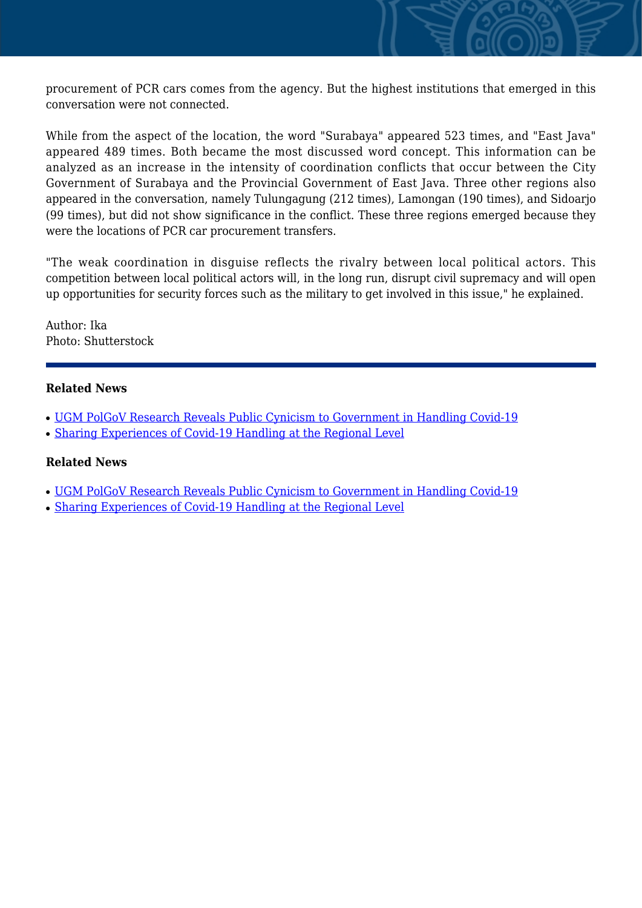procurement of PCR cars comes from the agency. But the highest institutions that emerged in this conversation were not connected.

While from the aspect of the location, the word "Surabaya" appeared 523 times, and "East Java" appeared 489 times. Both became the most discussed word concept. This information can be analyzed as an increase in the intensity of coordination conflicts that occur between the City Government of Surabaya and the Provincial Government of East Java. Three other regions also appeared in the conversation, namely Tulungagung (212 times), Lamongan (190 times), and Sidoarjo (99 times), but did not show significance in the conflict. These three regions emerged because they were the locations of PCR car procurement transfers.

"The weak coordination in disguise reflects the rivalry between local political actors. This competition between local political actors will, in the long run, disrupt civil supremacy and will open up opportunities for security forces such as the military to get involved in this issue," he explained.

Author: Ika
Photo: Shutterstock

---

**Related News**

- UGM PolGoV Research Reveals Public Cynicism to Government in Handling Covid-19
- Sharing Experiences of Covid-19 Handling at the Regional Level

**Related News**

- UGM PolGoV Research Reveals Public Cynicism to Government in Handling Covid-19
- Sharing Experiences of Covid-19 Handling at the Regional Level